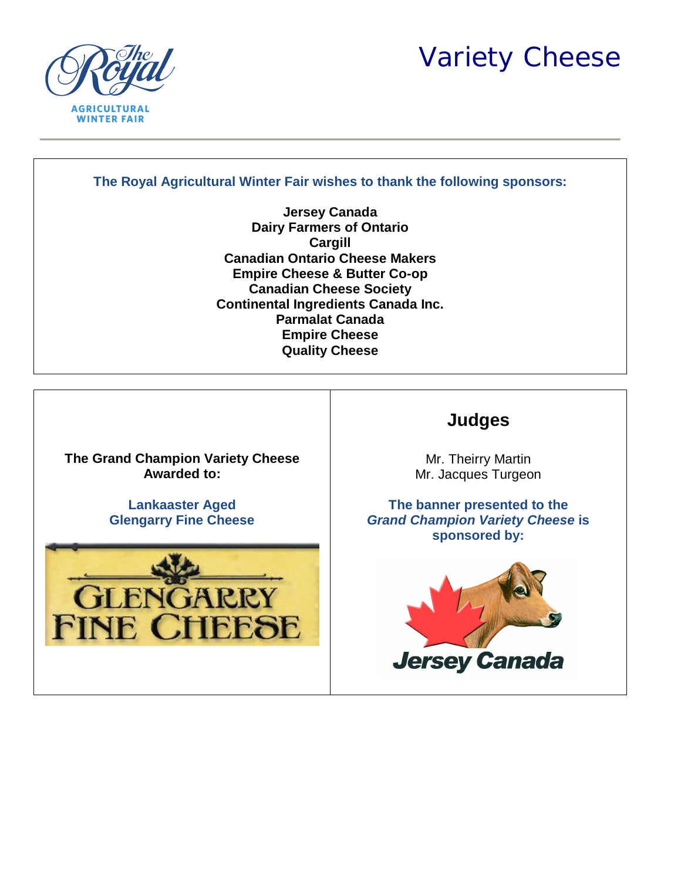# Variety Cheese

**The Royal Agricultural Winter Fair wishes to thank the following sponsors:**

**Jersey Canada**
**Dairy Farmers of Ontario**
**Cargill**
**Canadian Ontario Cheese Makers**
**Empire Cheese & Butter Co-op**
**Canadian Cheese Society**
**Continental Ingredients Canada Inc.**
**Parmalat Canada**
**Empire Cheese**
**Quality Cheese**

**The Grand Champion Variety Cheese Awarded to:**

**Lankaaster Aged**
**Glengarry Fine Cheese**

## Judges

Mr. Theirry Martin
Mr. Jacques Turgeon

**The banner presented to the *Grand Champion Variety Cheese* is sponsored by:**

Jersey Canada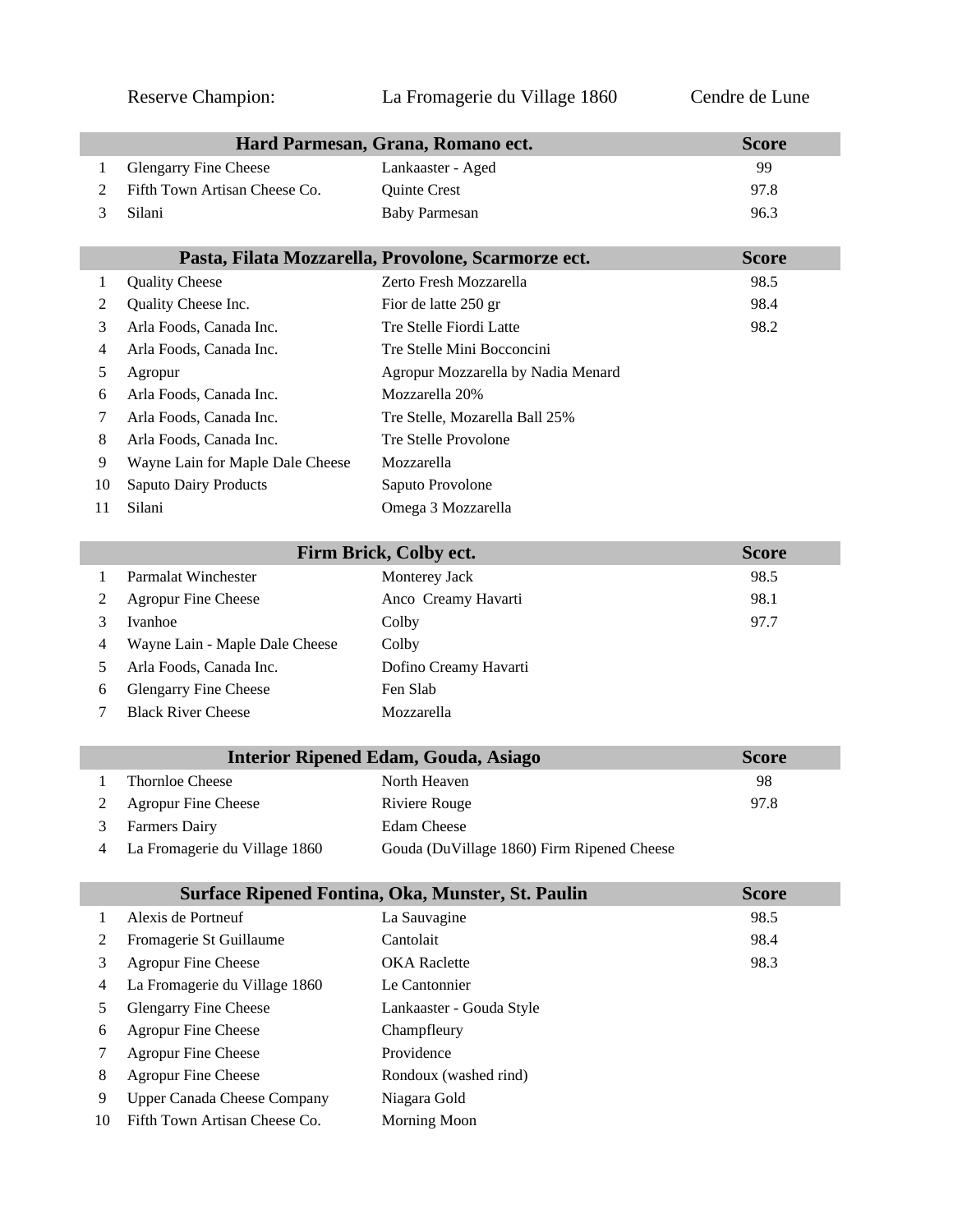Reserve Champion: La Fromagerie du Village 1860 Cendre de Lune

| | Hard Parmesan, Grana, Romano ect. | | Score |
|---|---|---|---|
| 1 | Glengarry Fine Cheese | Lankaaster - Aged | 99 |
| 2 | Fifth Town Artisan Cheese Co. | Quinte Crest | 97.8 |
| 3 | Silani | Baby Parmesan | 96.3 |

| | Pasta, Filata Mozzarella, Provolone, Scarmorze ect. | | Score |
|---|---|---|---|
| 1 | Quality Cheese | Zerto Fresh Mozzarella | 98.5 |
| 2 | Quality Cheese Inc. | Fior de latte 250 gr | 98.4 |
| 3 | Arla Foods, Canada Inc. | Tre Stelle Fiordi Latte | 98.2 |
| 4 | Arla Foods, Canada Inc. | Tre Stelle Mini Bocconcini | |
| 5 | Agropur | Agropur Mozzarella by Nadia Menard | |
| 6 | Arla Foods, Canada Inc. | Mozzarella 20% | |
| 7 | Arla Foods, Canada Inc. | Tre Stelle, Mozarella Ball 25% | |
| 8 | Arla Foods, Canada Inc. | Tre Stelle Provolone | |
| 9 | Wayne Lain for Maple Dale Cheese | Mozzarella | |
| 10 | Saputo Dairy Products | Saputo Provolone | |
| 11 | Silani | Omega 3 Mozzarella | |

| | Firm Brick, Colby ect. | | Score |
|---|---|---|---|
| 1 | Parmalat Winchester | Monterey Jack | 98.5 |
| 2 | Agropur Fine Cheese | Anco Creamy Havarti | 98.1 |
| 3 | Ivanhoe | Colby | 97.7 |
| 4 | Wayne Lain - Maple Dale Cheese | Colby | |
| 5 | Arla Foods, Canada Inc. | Dofino Creamy Havarti | |
| 6 | Glengarry Fine Cheese | Fen Slab | |
| 7 | Black River Cheese | Mozzarella | |

| | Interior Ripened Edam, Gouda, Asiago | | Score |
|---|---|---|---|
| 1 | Thornloe Cheese | North Heaven | 98 |
| 2 | Agropur Fine Cheese | Riviere Rouge | 97.8 |
| 3 | Farmers Dairy | Edam Cheese | |
| 4 | La Fromagerie du Village 1860 | Gouda (DuVillage 1860) Firm Ripened Cheese | |

| | Surface Ripened Fontina, Oka, Munster, St. Paulin | | Score |
|---|---|---|---|
| 1 | Alexis de Portneuf | La Sauvagine | 98.5 |
| 2 | Fromagerie St Guillaume | Cantolait | 98.4 |
| 3 | Agropur Fine Cheese | OKA Raclette | 98.3 |
| 4 | La Fromagerie du Village 1860 | Le Cantonnier | |
| 5 | Glengarry Fine Cheese | Lankaaster - Gouda Style | |
| 6 | Agropur Fine Cheese | Champfleury | |
| 7 | Agropur Fine Cheese | Providence | |
| 8 | Agropur Fine Cheese | Rondoux (washed rind) | |
| 9 | Upper Canada Cheese Company | Niagara Gold | |
| 10 | Fifth Town Artisan Cheese Co. | Morning Moon | |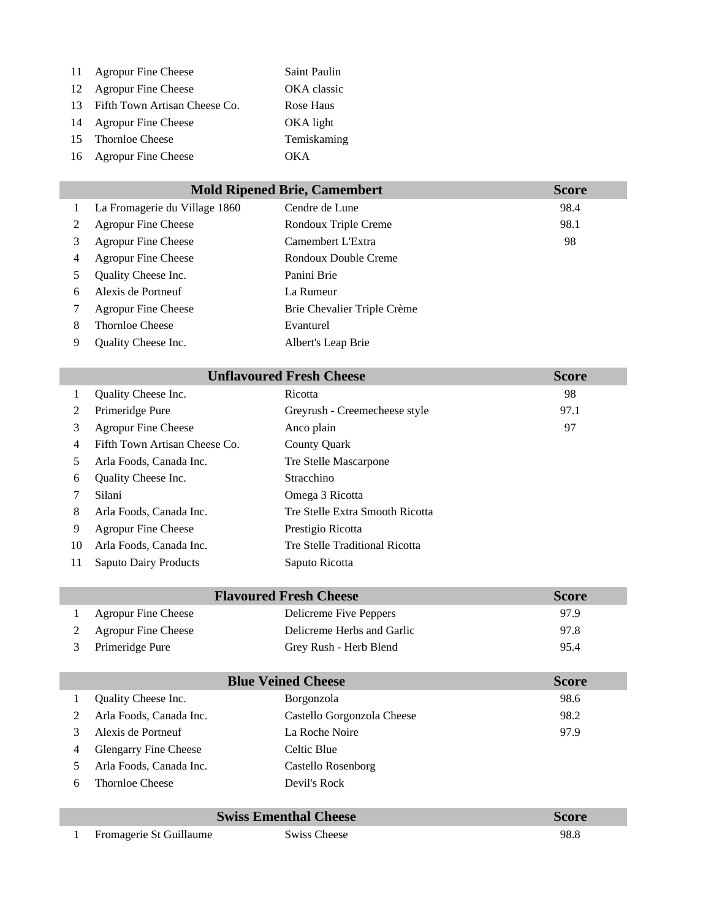| | | | |
|---|---|---|---|
| 11 | Agropur Fine Cheese | Saint Paulin | |
| 12 | Agropur Fine Cheese | OKA classic | |
| 13 | Fifth Town Artisan Cheese Co. | Rose Haus | |
| 14 | Agropur Fine Cheese | OKA light | |
| 15 | Thornloe Cheese | Temiskaming | |
| 16 | Agropur Fine Cheese | OKA | |

| | **Mold Ripened Brie, Camembert** | | **Score** |
|---|---|---|---|
| 1 | La Fromagerie du Village 1860 | Cendre de Lune | 98.4 |
| 2 | Agropur Fine Cheese | Rondoux Triple Creme | 98.1 |
| 3 | Agropur Fine Cheese | Camembert L'Extra | 98 |
| 4 | Agropur Fine Cheese | Rondoux Double Creme | |
| 5 | Quality Cheese Inc. | Panini Brie | |
| 6 | Alexis de Portneuf | La Rumeur | |
| 7 | Agropur Fine Cheese | Brie Chevalier Triple Crème | |
| 8 | Thornloe Cheese | Evanturel | |
| 9 | Quality Cheese Inc. | Albert's Leap Brie | |

| | **Unflavoured Fresh Cheese** | | **Score** |
|---|---|---|---|
| 1 | Quality Cheese Inc. | Ricotta | 98 |
| 2 | Primeridge Pure | Greyrush - Creemecheese style | 97.1 |
| 3 | Agropur Fine Cheese | Anco plain | 97 |
| 4 | Fifth Town Artisan Cheese Co. | County Quark | |
| 5 | Arla Foods, Canada Inc. | Tre Stelle Mascarpone | |
| 6 | Quality Cheese Inc. | Stracchino | |
| 7 | Silani | Omega 3 Ricotta | |
| 8 | Arla Foods, Canada Inc. | Tre Stelle Extra Smooth Ricotta | |
| 9 | Agropur Fine Cheese | Prestigio Ricotta | |
| 10 | Arla Foods, Canada Inc. | Tre Stelle Traditional Ricotta | |
| 11 | Saputo Dairy Products | Saputo Ricotta | |

| | **Flavoured Fresh Cheese** | | **Score** |
|---|---|---|---|
| 1 | Agropur Fine Cheese | Delicreme Five Peppers | 97.9 |
| 2 | Agropur Fine Cheese | Delicreme Herbs and Garlic | 97.8 |
| 3 | Primeridge Pure | Grey Rush - Herb Blend | 95.4 |

| | **Blue Veined Cheese** | | **Score** |
|---|---|---|---|
| 1 | Quality Cheese Inc. | Borgonzola | 98.6 |
| 2 | Arla Foods, Canada Inc. | Castello Gorgonzola Cheese | 98.2 |
| 3 | Alexis de Portneuf | La Roche Noire | 97.9 |
| 4 | Glengarry Fine Cheese | Celtic Blue | |
| 5 | Arla Foods, Canada Inc. | Castello Rosenborg | |
| 6 | Thornloe Cheese | Devil's Rock | |

| | **Swiss Ementhal Cheese** | | **Score** |
|---|---|---|---|
| 1 | Fromagerie St Guillaume | Swiss Cheese | 98.8 |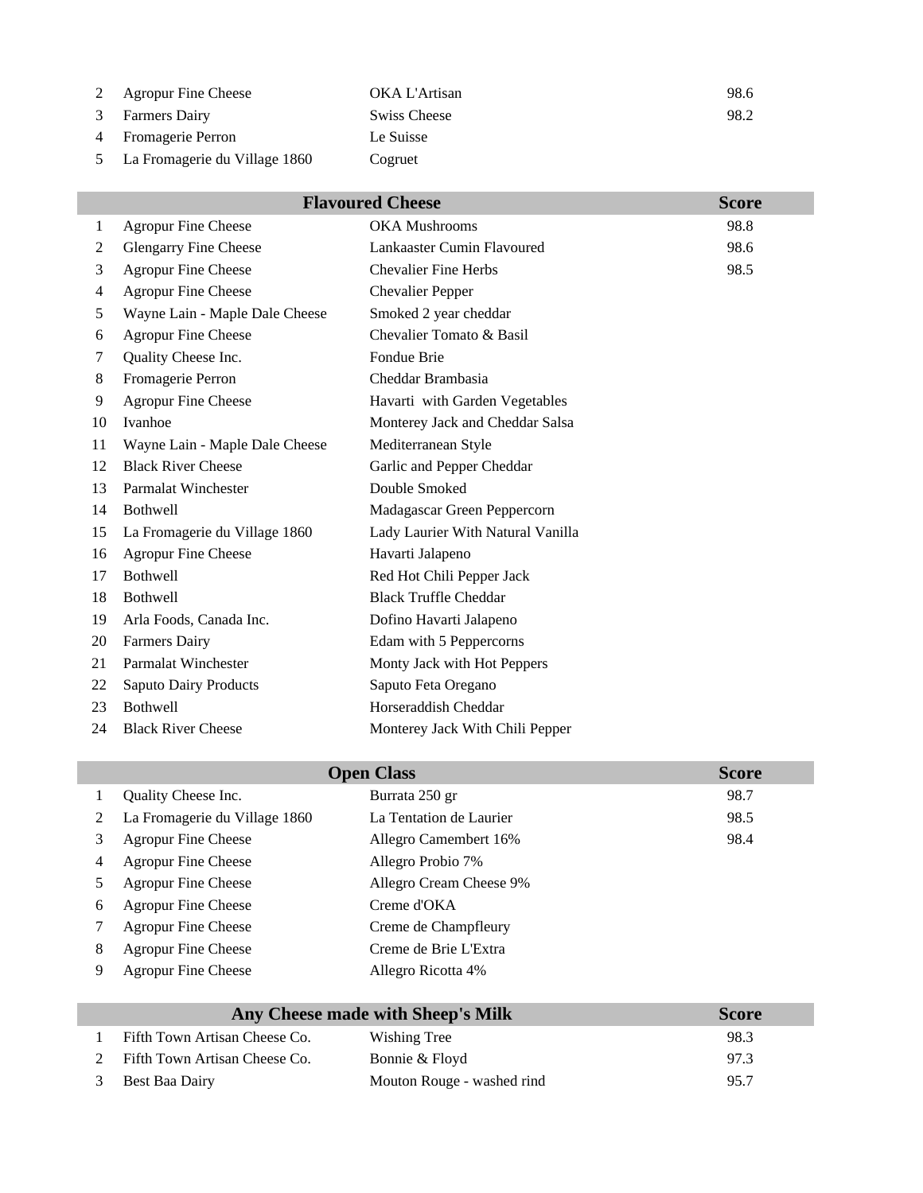| | | | |
|---|---|---|---|
| 2 | Agropur Fine Cheese | OKA L'Artisan | 98.6 |
| 3 | Farmers Dairy | Swiss Cheese | 98.2 |
| 4 | Fromagerie Perron | Le Suisse | |
| 5 | La Fromagerie du Village 1860 | Cogruet | |

| | Flavoured Cheese | | Score |
|---|---|---|---|
| 1 | Agropur Fine Cheese | OKA Mushrooms | 98.8 |
| 2 | Glengarry Fine Cheese | Lankaaster Cumin Flavoured | 98.6 |
| 3 | Agropur Fine Cheese | Chevalier Fine Herbs | 98.5 |
| 4 | Agropur Fine Cheese | Chevalier Pepper | |
| 5 | Wayne Lain - Maple Dale Cheese | Smoked 2 year cheddar | |
| 6 | Agropur Fine Cheese | Chevalier Tomato & Basil | |
| 7 | Quality Cheese Inc. | Fondue Brie | |
| 8 | Fromagerie Perron | Cheddar Brambasia | |
| 9 | Agropur Fine Cheese | Havarti with Garden Vegetables | |
| 10 | Ivanhoe | Monterey Jack and Cheddar Salsa | |
| 11 | Wayne Lain - Maple Dale Cheese | Mediterranean Style | |
| 12 | Black River Cheese | Garlic and Pepper Cheddar | |
| 13 | Parmalat Winchester | Double Smoked | |
| 14 | Bothwell | Madagascar Green Peppercorn | |
| 15 | La Fromagerie du Village 1860 | Lady Laurier With Natural Vanilla | |
| 16 | Agropur Fine Cheese | Havarti Jalapeno | |
| 17 | Bothwell | Red Hot Chili Pepper Jack | |
| 18 | Bothwell | Black Truffle Cheddar | |
| 19 | Arla Foods, Canada Inc. | Dofino Havarti Jalapeno | |
| 20 | Farmers Dairy | Edam with 5 Peppercorns | |
| 21 | Parmalat Winchester | Monty Jack with Hot Peppers | |
| 22 | Saputo Dairy Products | Saputo Feta Oregano | |
| 23 | Bothwell | Horseraddish Cheddar | |
| 24 | Black River Cheese | Monterey Jack With Chili Pepper | |

| | Open Class | | Score |
|---|---|---|---|
| 1 | Quality Cheese Inc. | Burrata 250 gr | 98.7 |
| 2 | La Fromagerie du Village 1860 | La Tentation de Laurier | 98.5 |
| 3 | Agropur Fine Cheese | Allegro Camembert 16% | 98.4 |
| 4 | Agropur Fine Cheese | Allegro Probio 7% | |
| 5 | Agropur Fine Cheese | Allegro Cream Cheese 9% | |
| 6 | Agropur Fine Cheese | Creme d'OKA | |
| 7 | Agropur Fine Cheese | Creme de Champfleury | |
| 8 | Agropur Fine Cheese | Creme de Brie L'Extra | |
| 9 | Agropur Fine Cheese | Allegro Ricotta 4% | |

| | Any Cheese made with Sheep's Milk | | Score |
|---|---|---|---|
| 1 | Fifth Town Artisan Cheese Co. | Wishing Tree | 98.3 |
| 2 | Fifth Town Artisan Cheese Co. | Bonnie & Floyd | 97.3 |
| 3 | Best Baa Dairy | Mouton Rouge - washed rind | 95.7 |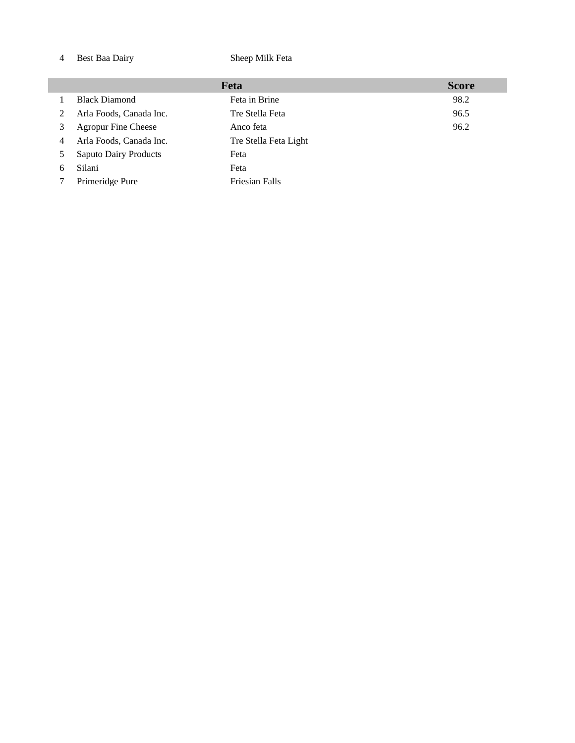| | | | |
|---|---|---|---|
| 4 | Best Baa Dairy | Sheep Milk Feta | |

| | | Feta | Score |
|---|---|---|---|
| 1 | Black Diamond | Feta in Brine | 98.2 |
| 2 | Arla Foods, Canada Inc. | Tre Stella Feta | 96.5 |
| 3 | Agropur Fine Cheese | Anco feta | 96.2 |
| 4 | Arla Foods, Canada Inc. | Tre Stella Feta Light | |
| 5 | Saputo Dairy Products | Feta | |
| 6 | Silani | Feta | |
| 7 | Primeridge Pure | Friesian Falls | |